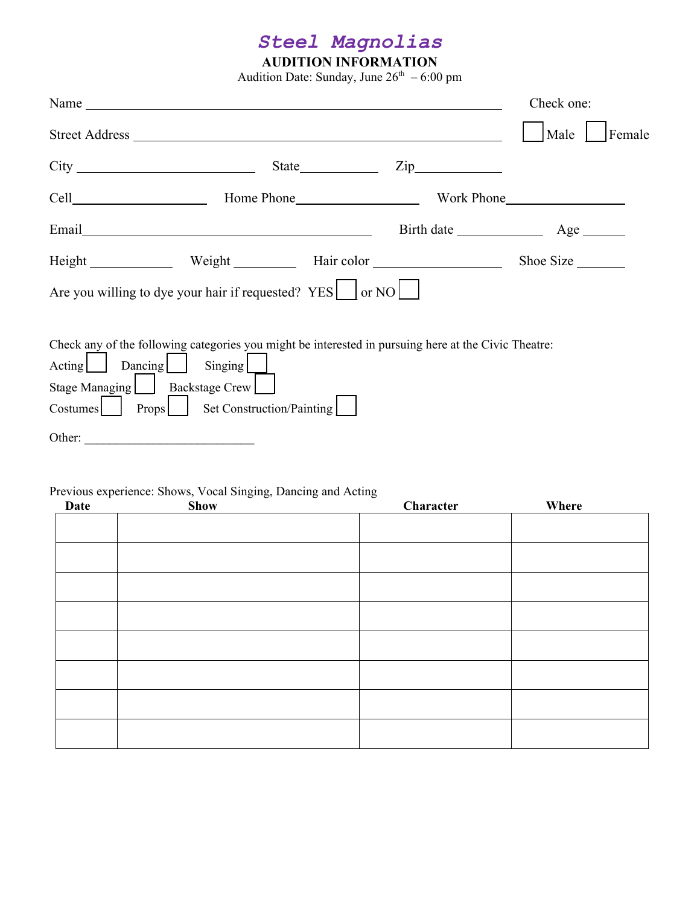# *Steel Magnolias*

**AUDITION INFORMATION**

Audition Date: Sunday, June 26th – 6:00 pm

Name ______________________________________________ Check one:

Street Address ________________________________________ ☐ Male ☐ Female

City ____________________ State__________ Zip__________

Cell________________ Home Phone________________ Work Phone________________

Email________________________________ Birth date ___________ Age ______

Height __________ Weight ________ Hair color ________________ Shoe Size ______

Are you willing to dye your hair if requested? YES ☐ or NO ☐

Check any of the following categories you might be interested in pursuing here at the Civic Theatre:

Acting ☐ Dancing ☐ Singing ☐

Stage Managing ☐ Backstage Crew ☐

Costumes ☐ Props ☐ Set Construction/Painting ☐

Other: ___________________________

Previous experience: Shows, Vocal Singing, Dancing and Acting

| Date | Show | Character | Where |
|---|---|---|---|
| | | | |
| | | | |
| | | | |
| | | | |
| | | | |
| | | | |
| | | | |
| | | | |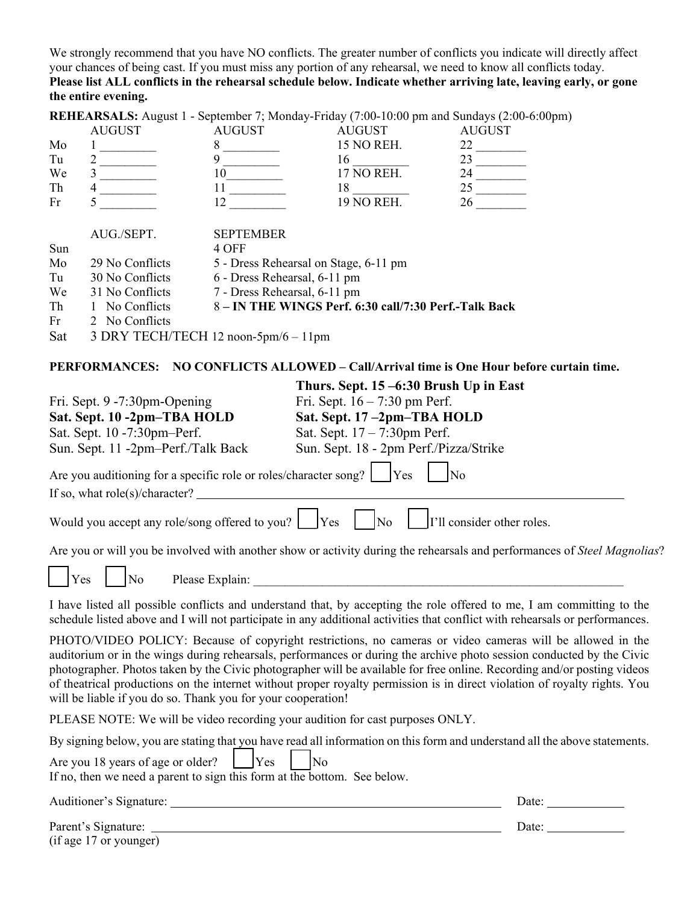We strongly recommend that you have NO conflicts. The greater number of conflicts you indicate will directly affect your chances of being cast. If you must miss any portion of any rehearsal, we need to know all conflicts today.
**Please list ALL conflicts in the rehearsal schedule below. Indicate whether arriving late, leaving early, or gone the entire evening.**

**REHEARSALS:** August 1 - September 7; Monday-Friday (7:00-10:00 pm and Sundays (2:00-6:00pm)

| | AUGUST | AUGUST | AUGUST | AUGUST |
|---|---|---|---|---|
| Mo | 1 _________ | 8 _________ | 15 NO REH. | 22 ________ |
| Tu | 2 _________ | 9 _________ | 16 _________ | 23 ________ |
| We | 3 _________ | 10_________ | 17 NO REH. | 24 ________ |
| Th | 4 _________ | 11 _________ | 18 _________ | 25 ________ |
| Fr | 5 _________ | 12 _________ | 19 NO REH. | 26 ________ |

| | AUG./SEPT. | SEPTEMBER |
|---|---|---|
| Sun | | 4 OFF |
| Mo | 29 No Conflicts | 5 - Dress Rehearsal on Stage, 6-11 pm |
| Tu | 30 No Conflicts | 6 - Dress Rehearsal, 6-11 pm |
| We | 31 No Conflicts | 7 - Dress Rehearsal, 6-11 pm |
| Th | 1 No Conflicts | **8 – IN THE WINGS Perf. 6:30 call/7:30 Perf.-Talk Back** |
| Fr | 2 No Conflicts | |
| Sat | 3 DRY TECH/TECH 12 noon-5pm/6 – 11pm | |

**PERFORMANCES: NO CONFLICTS ALLOWED – Call/Arrival time is One Hour before curtain time.**

| | |
|---|---|
| | **Thurs. Sept. 15 –6:30 Brush Up in East** |
| Fri. Sept. 9 -7:30pm-Opening | Fri. Sept. 16 – 7:30 pm Perf. |
| **Sat. Sept. 10 -2pm–TBA HOLD** | **Sat. Sept. 17 –2pm–TBA HOLD** |
| Sat. Sept. 10 -7:30pm–Perf. | Sat. Sept. 17 – 7:30pm Perf. |
| Sun. Sept. 11 -2pm–Perf./Talk Back | Sun. Sept. 18 - 2pm Perf./Pizza/Strike |

Are you auditioning for a specific role or roles/character song? ☐ Yes ☐ No
If so, what role(s)/character? ____________________

Would you accept any role/song offered to you? ☐ Yes ☐ No ☐ I'll consider other roles.

Are you or will you be involved with another show or activity during the rehearsals and performances of *Steel Magnolias*?

☐ Yes ☐ No Please Explain: ____________________

I have listed all possible conflicts and understand that, by accepting the role offered to me, I am committing to the schedule listed above and I will not participate in any additional activities that conflict with rehearsals or performances.

PHOTO/VIDEO POLICY: Because of copyright restrictions, no cameras or video cameras will be allowed in the auditorium or in the wings during rehearsals, performances or during the archive photo session conducted by the Civic photographer. Photos taken by the Civic photographer will be available for free online. Recording and/or posting videos of theatrical productions on the internet without proper royalty permission is in direct violation of royalty rights. You will be liable if you do so. Thank you for your cooperation!

PLEASE NOTE: We will be video recording your audition for cast purposes ONLY.

By signing below, you are stating that you have read all information on this form and understand all the above statements.

Are you 18 years of age or older? ☐ Yes ☐ No
If no, then we need a parent to sign this form at the bottom. See below.

Auditioner's Signature: ____________________ Date: __________

Parent's Signature: ____________________ Date: __________
(if age 17 or younger)